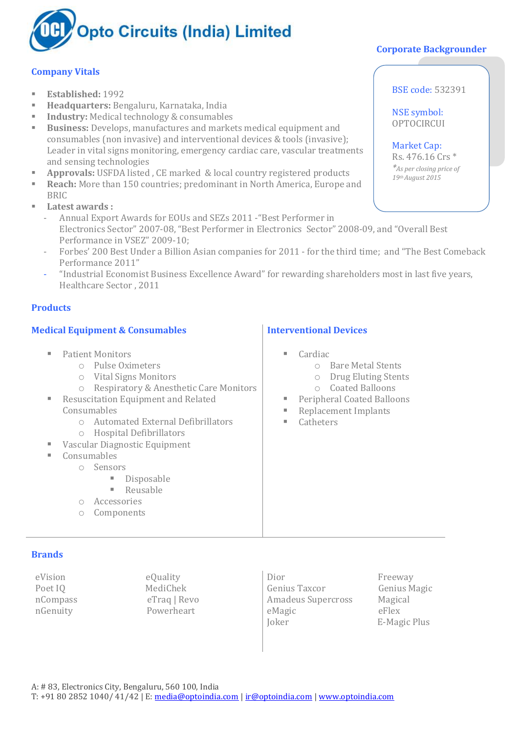# Opto Circuits (India) Limited

## Corporate Backgrounder

BSE code: 532391

NSE symbol: OPTOCIRCUI

Market Cap: Rs. 476.16 Crs *

*As per closing price of 19th August 2015*

## Company Vitals

- **Established:** 1992
- **Headquarters:** Bengaluru, Karnataka, India
- **Industry:** Medical technology & consumables
- **Business:** Develops, manufactures and markets medical equipment and consumables (non invasive) and interventional devices & tools (invasive); Leader in vital signs monitoring, emergency cardiac care, vascular treatments and sensing technologies
- **Approvals:** USFDA listed , CE marked & local country registered products
- **Reach:** More than 150 countries; predominant in North America, Europe and BRIC
- **Latest awards :**
  - Annual Export Awards for EOUs and SEZs 2011 -"Best Performer in Electronics Sector" 2007-08, "Best Performer in Electronics Sector" 2008-09, and "Overall Best Performance in VSEZ" 2009-10;
  - Forbes' 200 Best Under a Billion Asian companies for 2011 - for the third time; and "The Best Comeback Performance 2011"
  - "Industrial Economist Business Excellence Award" for rewarding shareholders most in last five years, Healthcare Sector , 2011

## Products

### Medical Equipment & Consumables

- Patient Monitors
  - Pulse Oximeters
  - Vital Signs Monitors
  - Respiratory & Anesthetic Care Monitors
- Resuscitation Equipment and Related Consumables
  - Automated External Defibrillators
  - Hospital Defibrillators
- Vascular Diagnostic Equipment
- Consumables
  - Sensors
    - Disposable
    - Reusable
  - Accessories
  - Components

### Interventional Devices

- Cardiac
  - Bare Metal Stents
  - Drug Eluting Stents
  - Coated Balloons
- Peripheral Coated Balloons
- Replacement Implants
- Catheters

## Brands

eVision
Poet IQ
nCompass
nGenuity

eQuality
MediChek
eTraq | Revo
Powerheart

Dior
Genius Taxcor
Amadeus Supercross
eMagic
Joker

Freeway
Genius Magic
Magical
eFlex
E-Magic Plus

A: # 83, Electronics City, Bengaluru, 560 100, India
T: +91 80 2852 1040/ 41/42 | E: media@optoindia.com | ir@optoindia.com | www.optoindia.com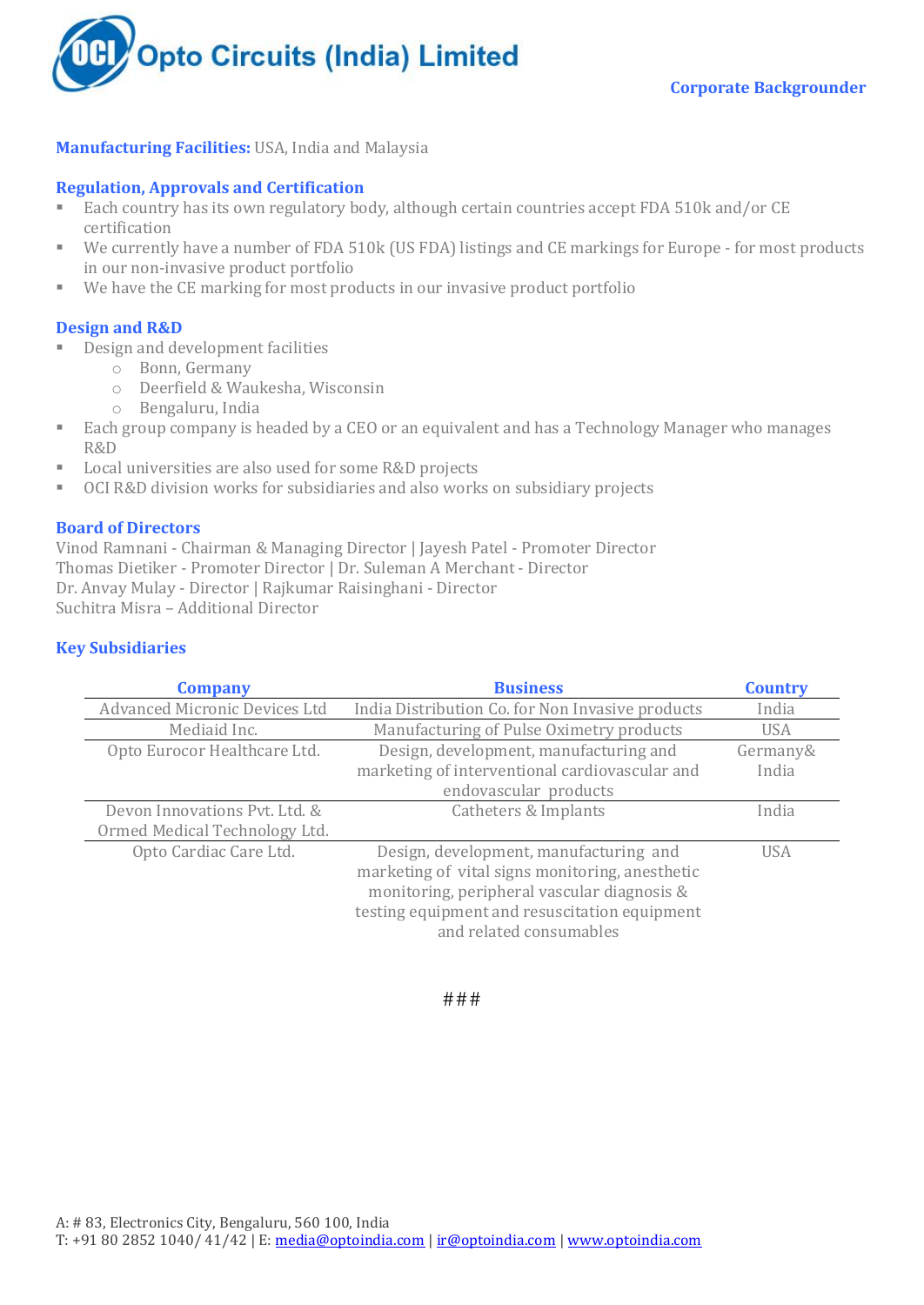**Manufacturing Facilities:** USA, India and Malaysia

### Regulation, Approvals and Certification

- Each country has its own regulatory body, although certain countries accept FDA 510k and/or CE certification
- We currently have a number of FDA 510k (US FDA) listings and CE markings for Europe - for most products in our non-invasive product portfolio
- We have the CE marking for most products in our invasive product portfolio

### Design and R&D

- Design and development facilities
  - Bonn, Germany
  - Deerfield & Waukesha, Wisconsin
  - Bengaluru, India
- Each group company is headed by a CEO or an equivalent and has a Technology Manager who manages R&D
- Local universities are also used for some R&D projects
- OCI R&D division works for subsidiaries and also works on subsidiary projects

### Board of Directors

Vinod Ramnani - Chairman & Managing Director | Jayesh Patel - Promoter Director
Thomas Dietiker - Promoter Director | Dr. Suleman A Merchant - Director
Dr. Anvay Mulay - Director | Rajkumar Raisinghani - Director
Suchitra Misra – Additional Director

### Key Subsidiaries

| Company | Business | Country |
|---|---|---|
| Advanced Micronic Devices Ltd | India Distribution Co. for Non Invasive products | India |
| Mediaid Inc. | Manufacturing of Pulse Oximetry products | USA |
| Opto Eurocor Healthcare Ltd. | Design, development, manufacturing and marketing of interventional cardiovascular and endovascular products | Germany& India |
| Devon Innovations Pvt. Ltd. & Ormed Medical Technology Ltd. | Catheters & Implants | India |
| Opto Cardiac Care Ltd. | Design, development, manufacturing and marketing of vital signs monitoring, anesthetic monitoring, peripheral vascular diagnosis & testing equipment and resuscitation equipment and related consumables | USA |

###

A: # 83, Electronics City, Bengaluru, 560 100, India
T: +91 80 2852 1040/ 41/42 | E: media@optoindia.com | ir@optoindia.com | www.optoindia.com